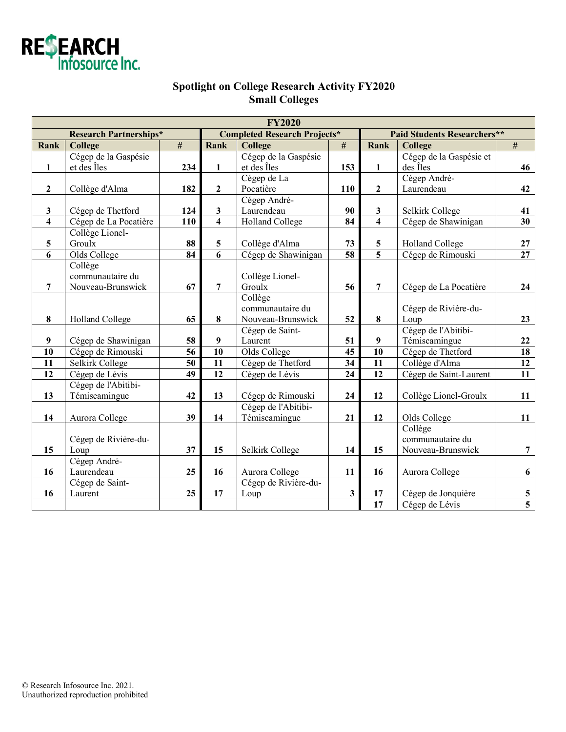RESEARCH Infosource Inc.

## Spotlight on College Research Activity FY2020
## Small Colleges

| FY2020 | | | | | | | | |
|---|---|---|---|---|---|---|---|---|
| Research Partnerships* | | | Completed Research Projects* | | | Paid Students Researchers** | | |
| Rank | College | # | Rank | College | # | Rank | College | # |
| 1 | Cégep de la Gaspésie et des Îles | 234 | 1 | Cégep de la Gaspésie et des Îles | 153 | 1 | Cégep de la Gaspésie et des Îles | 46 |
| 2 | Collège d'Alma | 182 | 2 | Cégep de La Pocatière | 110 | 2 | Cégep André-Laurendeau | 42 |
| 3 | Cégep de Thetford | 124 | 3 | Cégep André-Laurendeau | 90 | 3 | Selkirk College | 41 |
| 4 | Cégep de La Pocatière | 110 | 4 | Holland College | 84 | 4 | Cégep de Shawinigan | 30 |
| 5 | Collège Lionel-Groulx | 88 | 5 | Collège d'Alma | 73 | 5 | Holland College | 27 |
| 6 | Olds College | 84 | 6 | Cégep de Shawinigan | 58 | 5 | Cégep de Rimouski | 27 |
| 7 | Collège communautaire du Nouveau-Brunswick | 67 | 7 | Collège Lionel-Groulx | 56 | 7 | Cégep de La Pocatière | 24 |
| 8 | Holland College | 65 | 8 | Collège communautaire du Nouveau-Brunswick | 52 | 8 | Cégep de Rivière-du-Loup | 23 |
| 9 | Cégep de Shawinigan | 58 | 9 | Cégep de Saint-Laurent | 51 | 9 | Cégep de l'Abitibi-Témiscamingue | 22 |
| 10 | Cégep de Rimouski | 56 | 10 | Olds College | 45 | 10 | Cégep de Thetford | 18 |
| 11 | Selkirk College | 50 | 11 | Cégep de Thetford | 34 | 11 | Collège d'Alma | 12 |
| 12 | Cégep de Lévis | 49 | 12 | Cégep de Lévis | 24 | 12 | Cégep de Saint-Laurent | 11 |
| 13 | Cégep de l'Abitibi-Témiscamingue | 42 | 13 | Cégep de Rimouski | 24 | 12 | Collège Lionel-Groulx | 11 |
| 14 | Aurora College | 39 | 14 | Cégep de l'Abitibi-Témiscamingue | 21 | 12 | Olds College | 11 |
| 15 | Cégep de Rivière-du-Loup | 37 | 15 | Selkirk College | 14 | 15 | Collège communautaire du Nouveau-Brunswick | 7 |
| 16 | Cégep André-Laurendeau | 25 | 16 | Aurora College | 11 | 16 | Aurora College | 6 |
| 16 | Cégep de Saint-Laurent | 25 | 17 | Cégep de Rivière-du-Loup | 3 | 17 | Cégep de Jonquière | 5 |
| | | | | | | 17 | Cégep de Lévis | 5 |

© Research Infosource Inc. 2021.
Unauthorized reproduction prohibited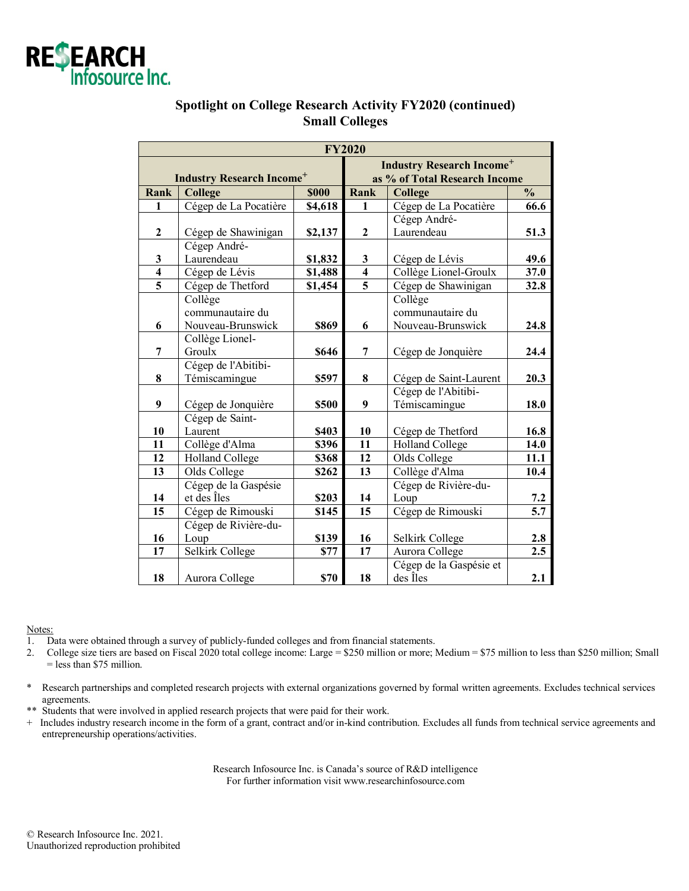## Spotlight on College Research Activity FY2020 (continued)
## Small Colleges

| FY2020 | | | | | |
|---|---|---|---|---|---|
| Industry Research Income+ | | | Industry Research Income+ as % of Total Research Income | | |
| Rank | College | $000 | Rank | College | % |
| 1 | Cégep de La Pocatière | $4,618 | 1 | Cégep de La Pocatière | 66.6 |
| 2 | Cégep de Shawinigan | $2,137 | 2 | Cégep André-Laurendeau | 51.3 |
| 3 | Cégep André-Laurendeau | $1,832 | 3 | Cégep de Lévis | 49.6 |
| 4 | Cégep de Lévis | $1,488 | 4 | Collège Lionel-Groulx | 37.0 |
| 5 | Cégep de Thetford | $1,454 | 5 | Cégep de Shawinigan | 32.8 |
| 6 | Collège communautaire du Nouveau-Brunswick | $869 | 6 | Collège communautaire du Nouveau-Brunswick | 24.8 |
| 7 | Collège Lionel-Groulx | $646 | 7 | Cégep de Jonquière | 24.4 |
| 8 | Cégep de l'Abitibi-Témiscamingue | $597 | 8 | Cégep de Saint-Laurent | 20.3 |
| 9 | Cégep de Jonquière | $500 | 9 | Cégep de l'Abitibi-Témiscamingue | 18.0 |
| 10 | Cégep de Saint-Laurent | $403 | 10 | Cégep de Thetford | 16.8 |
| 11 | Collège d'Alma | $396 | 11 | Holland College | 14.0 |
| 12 | Holland College | $368 | 12 | Olds College | 11.1 |
| 13 | Olds College | $262 | 13 | Collège d'Alma | 10.4 |
| 14 | Cégep de la Gaspésie et des Îles | $203 | 14 | Cégep de Rivière-du-Loup | 7.2 |
| 15 | Cégep de Rimouski | $145 | 15 | Cégep de Rimouski | 5.7 |
| 16 | Cégep de Rivière-du-Loup | $139 | 16 | Selkirk College | 2.8 |
| 17 | Selkirk College | $77 | 17 | Aurora College | 2.5 |
| 18 | Aurora College | $70 | 18 | Cégep de la Gaspésie et des Îles | 2.1 |

Notes:
1. Data were obtained through a survey of publicly-funded colleges and from financial statements.
2. College size tiers are based on Fiscal 2020 total college income: Large = $250 million or more; Medium = $75 million to less than $250 million; Small = less than $75 million.

\* Research partnerships and completed research projects with external organizations governed by formal written agreements. Excludes technical services agreements.

\*\* Students that were involved in applied research projects that were paid for their work.

\+ Includes industry research income in the form of a grant, contract and/or in-kind contribution. Excludes all funds from technical service agreements and entrepreneurship operations/activities.

Research Infosource Inc. is Canada's source of R&D intelligence
For further information visit www.researchinfosource.com

© Research Infosource Inc. 2021.
Unauthorized reproduction prohibited